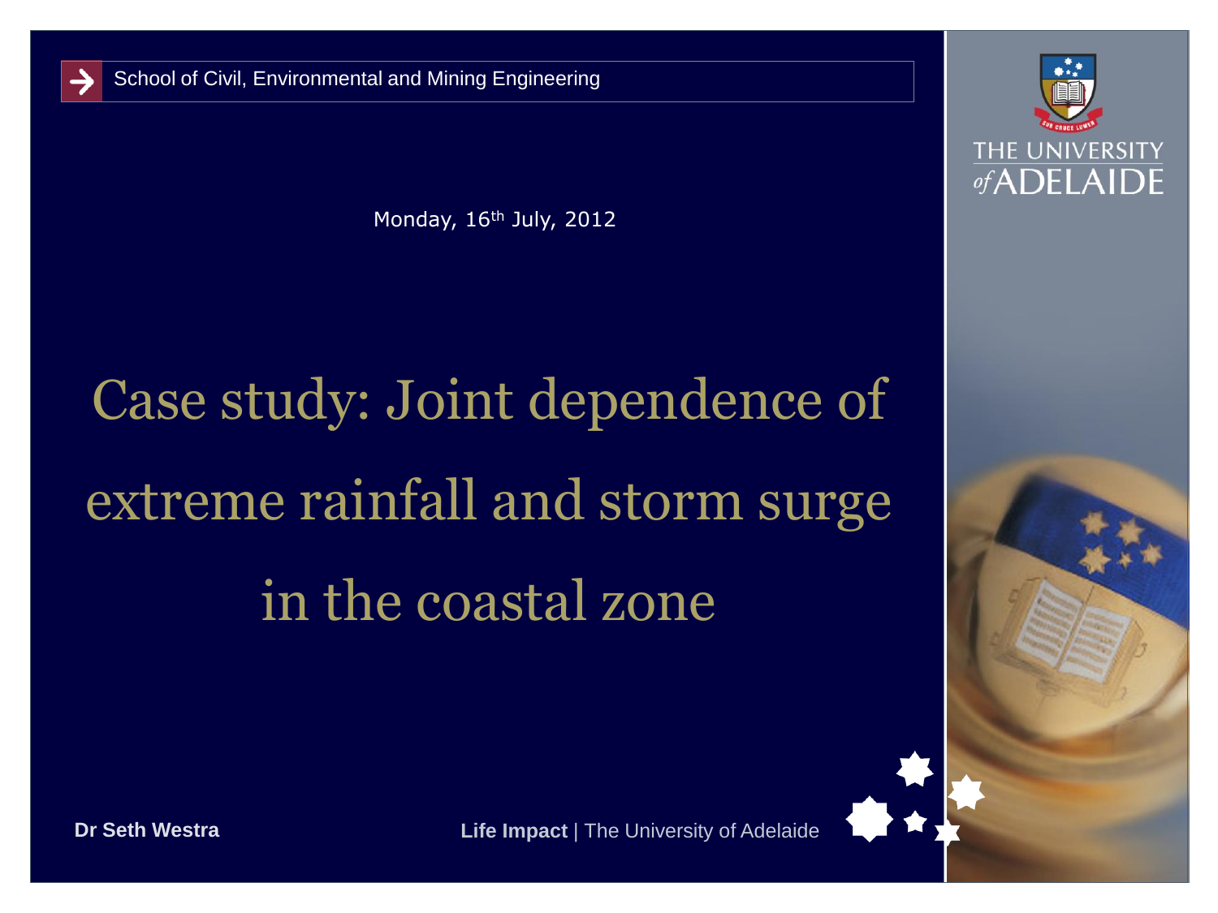School of Civil, Environmental and Mining Engineering

Monday, 16th July, 2012

# Case study: Joint dependence of extreme rainfall and storm surge in the coastal zone

**Dr Seth Westra**

**Life Impact** | The University of Adelaide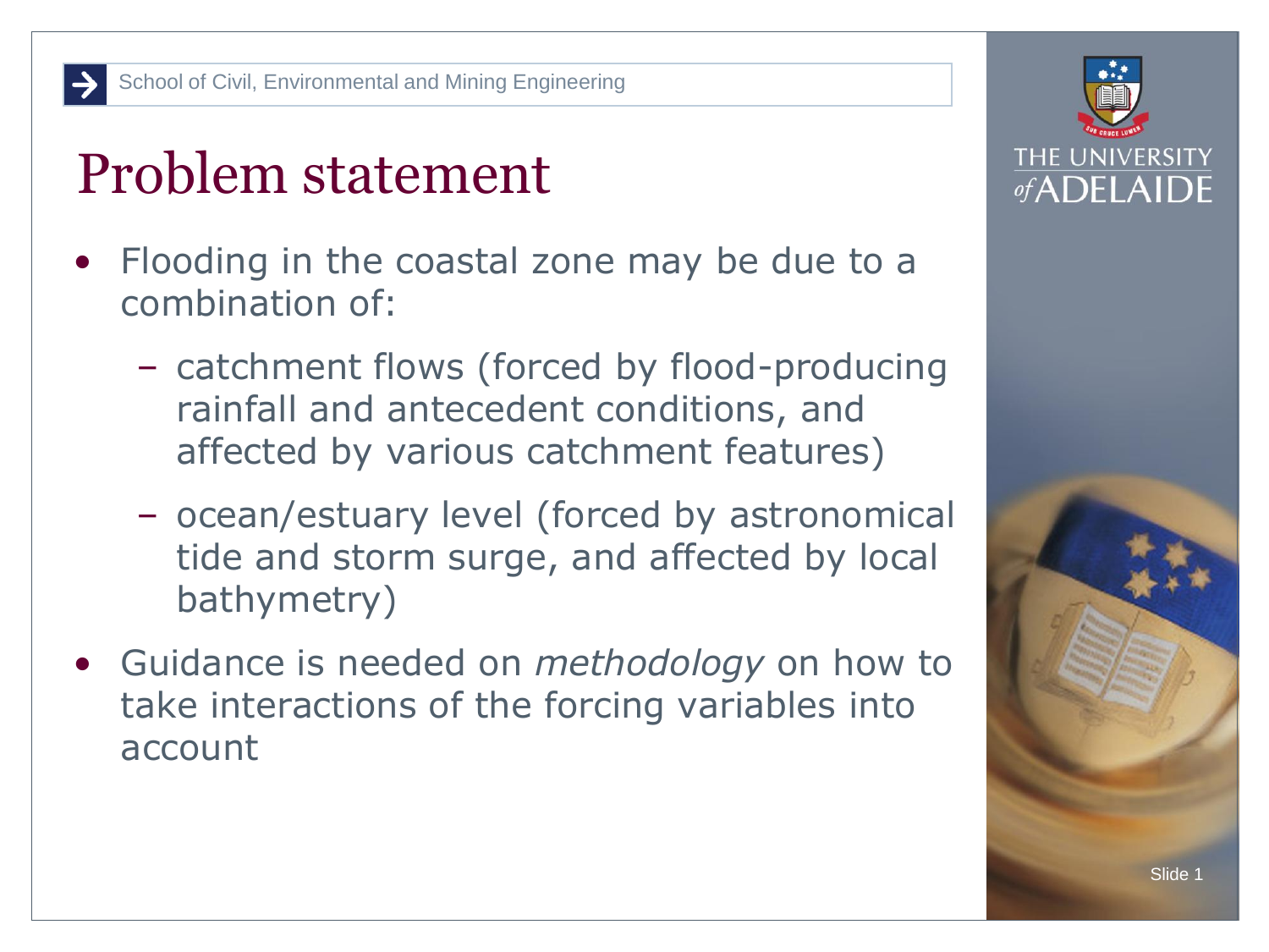# Problem statement

- Flooding in the coastal zone may be due to a combination of:
  - catchment flows (forced by flood-producing rainfall and antecedent conditions, and affected by various catchment features)
  - ocean/estuary level (forced by astronomical tide and storm surge, and affected by local bathymetry)
- Guidance is needed on *methodology* on how to take interactions of the forcing variables into account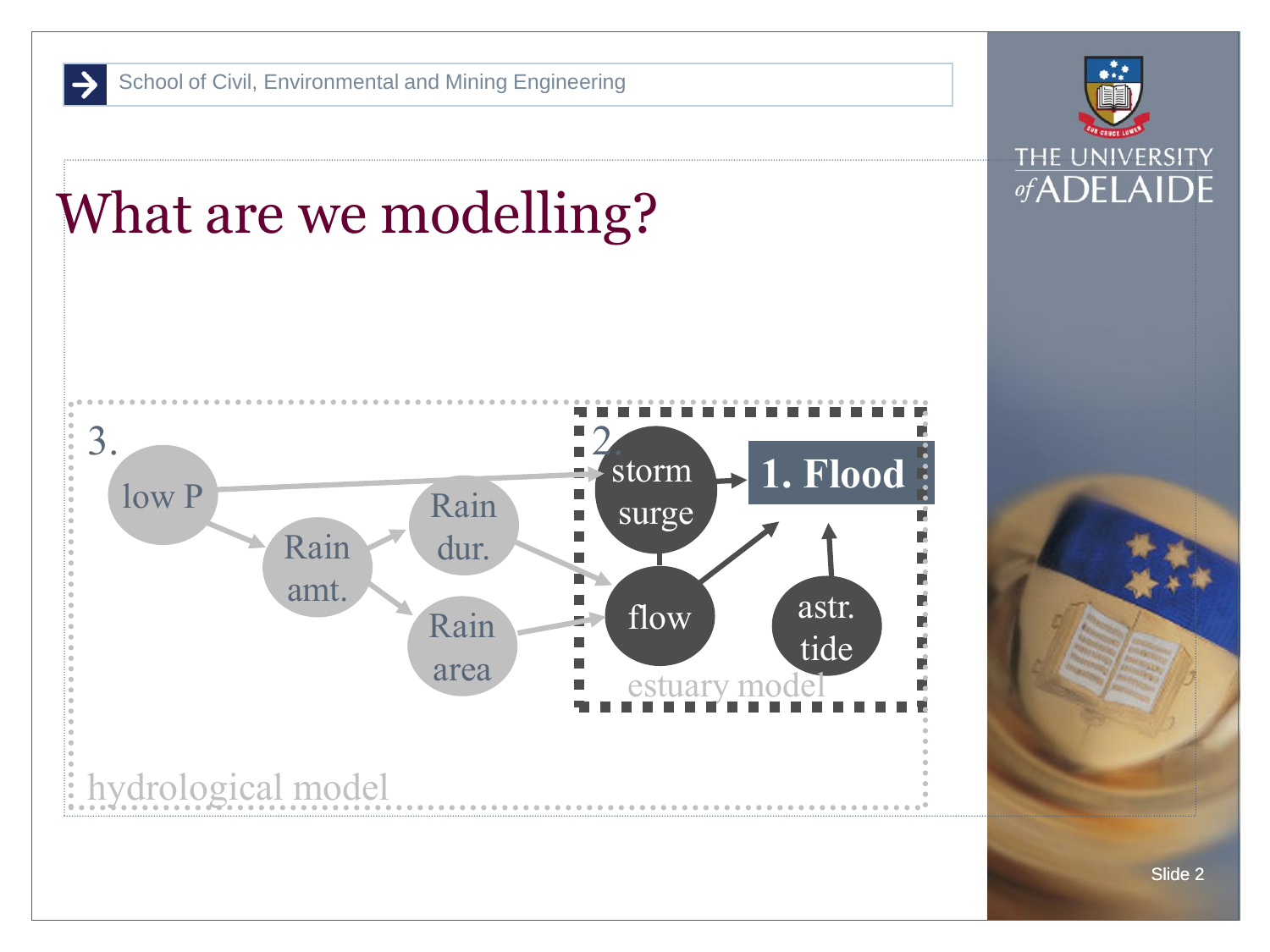# What are we modelling?

3.

low P

Rain amt.

Rain dur.

Rain area

2.

storm surge

flow

astr. tide

1. Flood

estuary model

hydrological model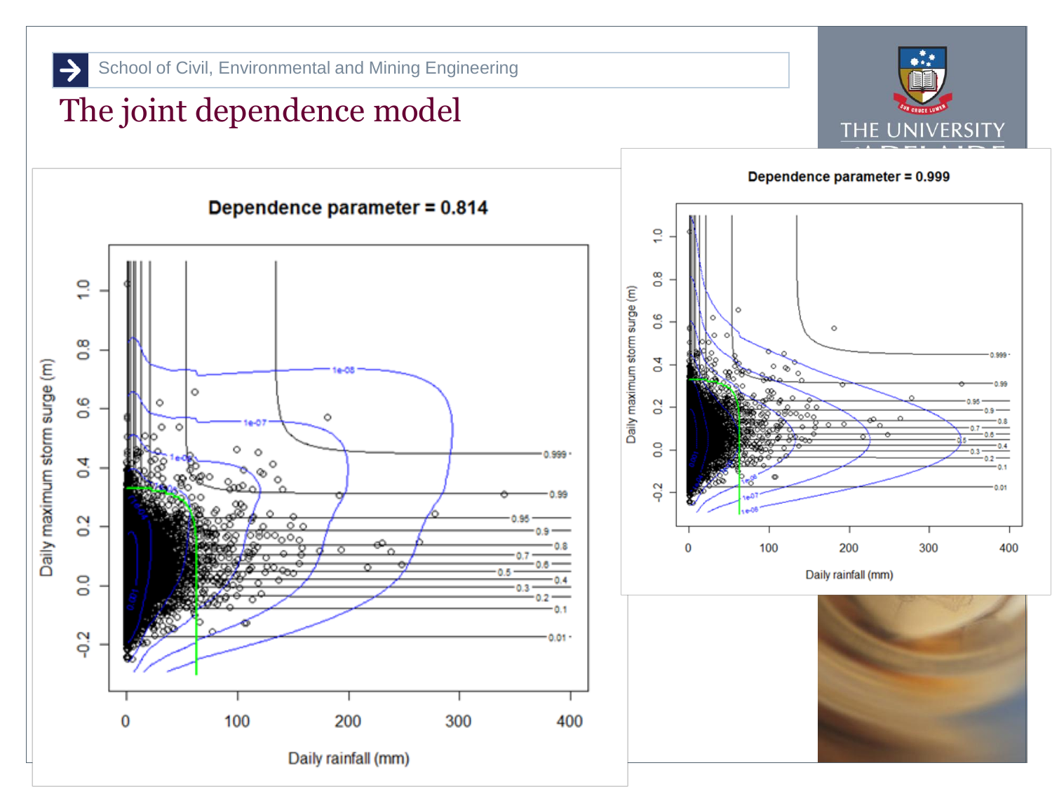School of Civil, Environmental and Mining Engineering

# The joint dependence model

Dependence parameter = 0.814

Daily maximum storm surge (m)

-0.2
0.0
0.2
0.4
0.6
0.8
1.0

0
100
200
300
400

Daily rainfall (mm)

0.999
0.99
0.95
0.9
0.8
0.7
0.6
0.5
0.4
0.3
0.2
0.1
0.01

1e-08
1e-07
1e-06
0.001

Dependence parameter = 0.999

Daily maximum storm surge (m)

-0.2
0.0
0.2
0.4
0.6
0.8
1.0

0
100
200
300
400

Daily rainfall (mm)

0.999
0.99
0.95
0.9
0.8
0.7
0.6
0.5
0.4
0.3
0.2
0.1
0.01

1e-06
1e-07
1e-08
0.001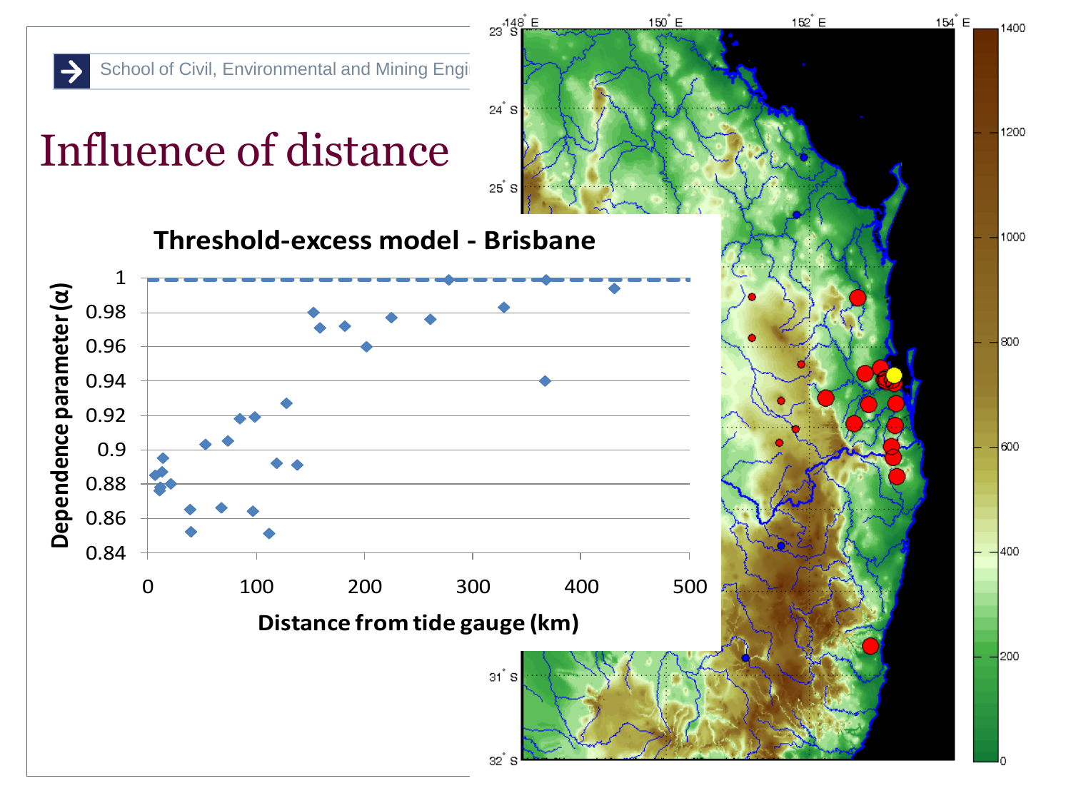School of Civil, Environmental and Mining Engi

# Influence of distance

Threshold-excess model - Brisbane

Dependence parameter (α)

1
0.98
0.96
0.94
0.92
0.9
0.88
0.86
0.84

0
100
200
300
400
500

Distance from tide gauge (km)

148° E
150° E
152° E
154° E

23° S
24° S
25° S
31° S
32° S

1400
1200
1000
800
600
400
200
0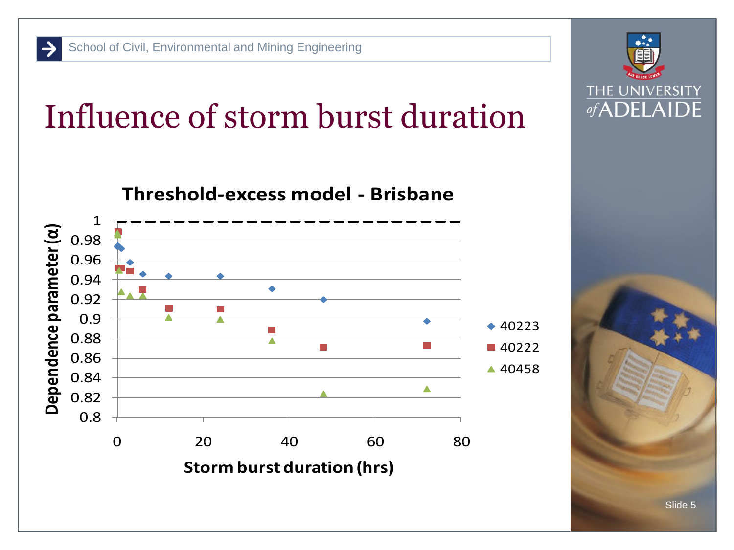# Influence of storm burst duration

**Threshold-excess model - Brisbane**

Dependence parameter (α)

1
0.98
0.96
0.94
0.92
0.9
0.88
0.86
0.84
0.82
0.8

0
20
40
60
80

Storm burst duration (hrs)

40223
40222
40458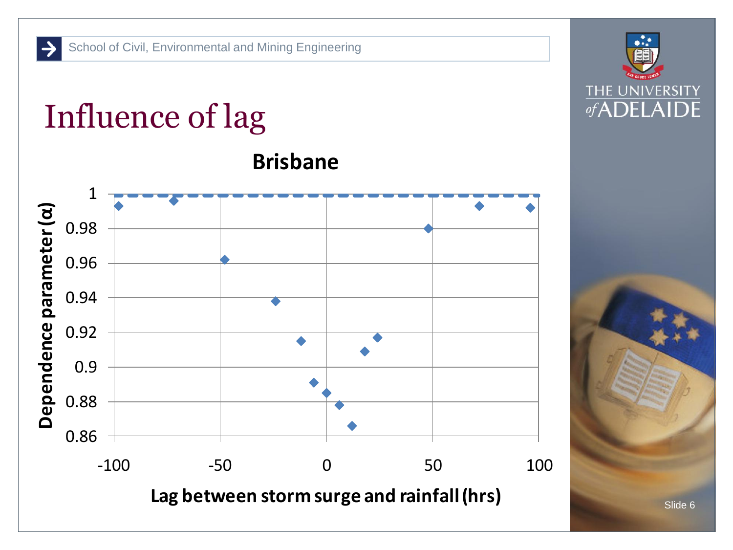# Influence of lag

Brisbane

1
0.98
0.96
0.94
0.92
0.9
0.88
0.86

Dependence parameter (α)

-100
-50
0
50
100

Lag between storm surge and rainfall (hrs)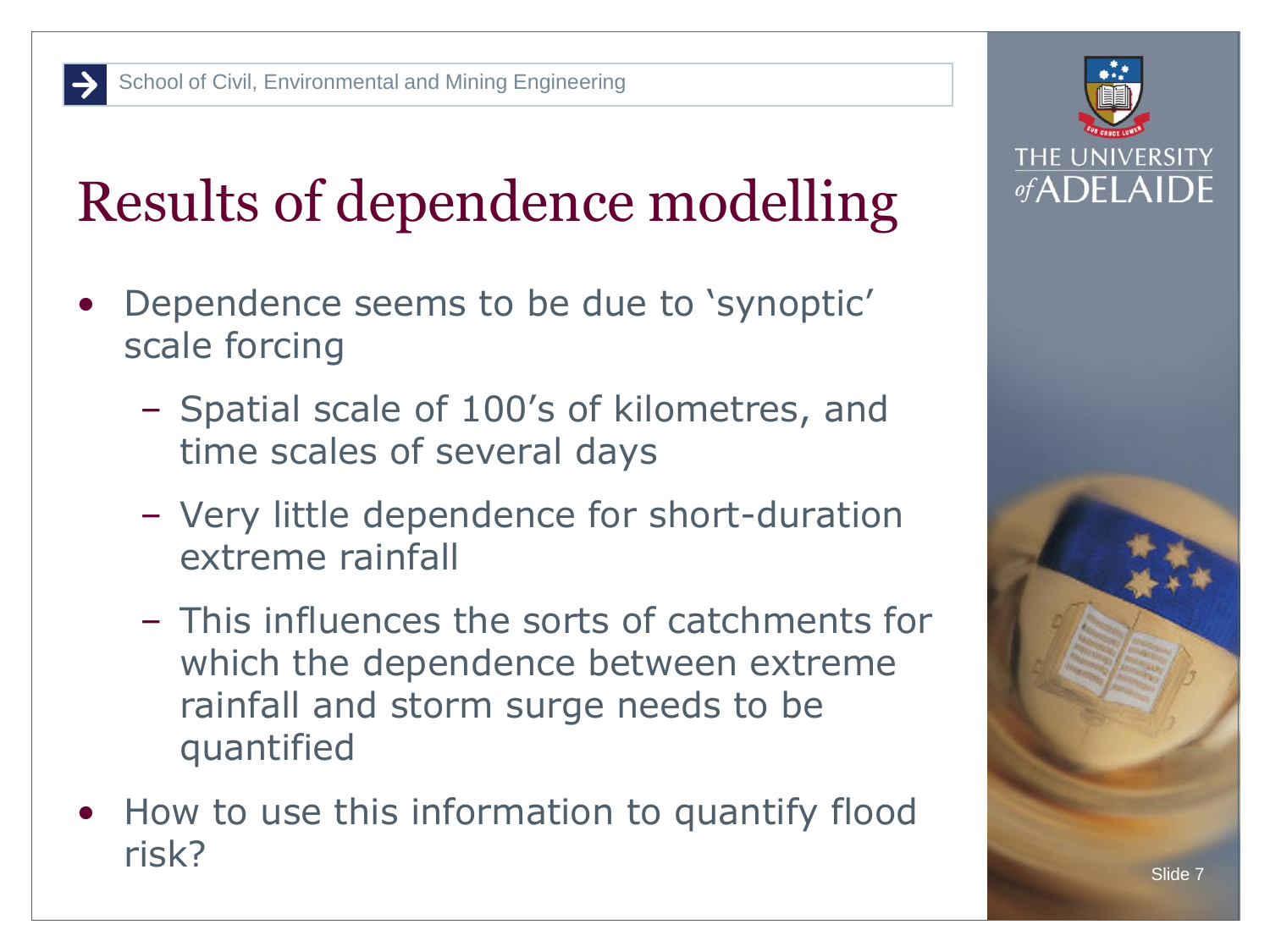# Results of dependence modelling

- Dependence seems to be due to 'synoptic' scale forcing
  - Spatial scale of 100's of kilometres, and time scales of several days
  - Very little dependence for short-duration extreme rainfall
  - This influences the sorts of catchments for which the dependence between extreme rainfall and storm surge needs to be quantified
- How to use this information to quantify flood risk?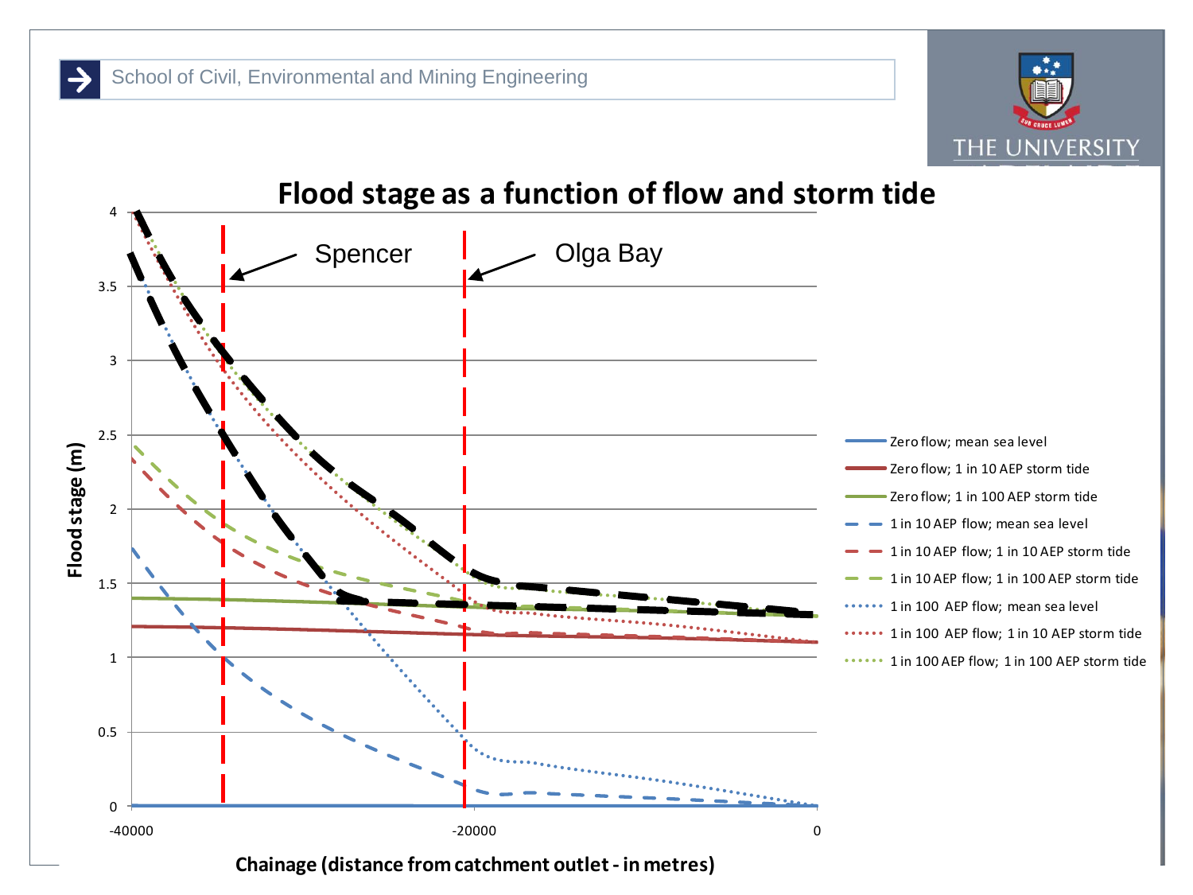School of Civil, Environmental and Mining Engineering

THE UNIVERSITY

# Flood stage as a function of flow and storm tide

Spencer

Olga Bay

Flood stage (m)

4
3.5
3
2.5
2
1.5
1
0.5
0

-40000
-20000
0

Chainage (distance from catchment outlet - in metres)

Zero flow; mean sea level
Zero flow; 1 in 10 AEP storm tide
Zero flow; 1 in 100 AEP storm tide
1 in 10 AEP flow; mean sea level
1 in 10 AEP flow; 1 in 10 AEP storm tide
1 in 10 AEP flow; 1 in 100 AEP storm tide
1 in 100 AEP flow; mean sea level
1 in 100 AEP flow; 1 in 10 AEP storm tide
1 in 100 AEP flow; 1 in 100 AEP storm tide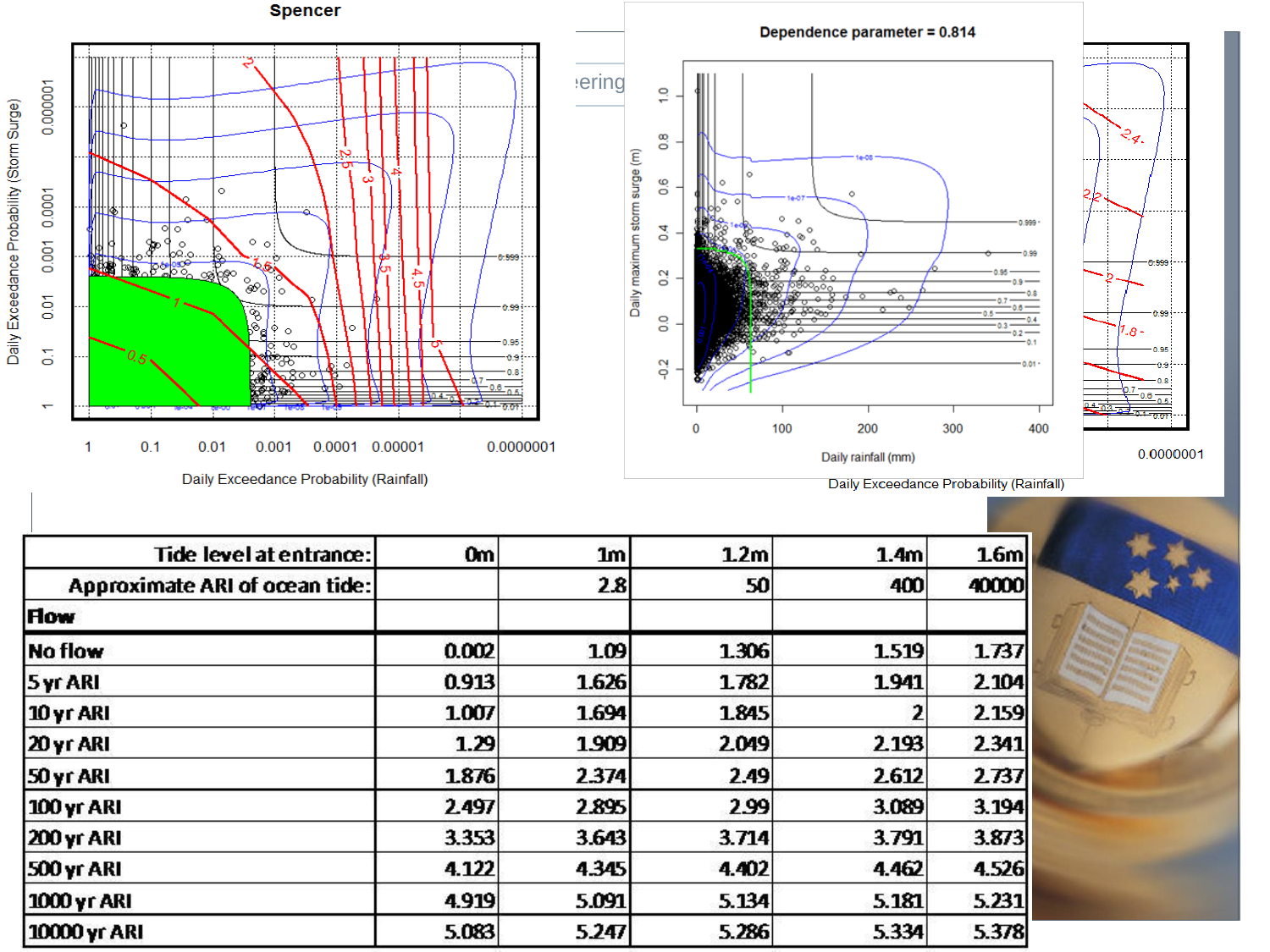Spencer

Daily Exceedance Probability (Storm Surge)

0.0000001 0.000001 0.0001 0.001 0.01 0.1 1

1 0.1 0.01 0.001 0.0001 0.00001 0.0000001

Daily Exceedance Probability (Rainfall)

Dependence parameter = 0.814

Daily maximum storm surge (m)

Daily rainfall (mm)

Daily Exceedance Probability (Rainfall)

0.0000001

| Tide level at entrance: | 0m | 1m | 1.2m | 1.4m | 1.6m |
|---|---|---|---|---|---|
| Approximate ARI of ocean tide: | | 2.8 | 50 | 400 | 40000 |
| Flow | | | | | |
| No flow | 0.002 | 1.09 | 1.306 | 1.519 | 1.737 |
| 5 yr ARI | 0.913 | 1.626 | 1.782 | 1.941 | 2.104 |
| 10 yr ARI | 1.007 | 1.694 | 1.845 | 2 | 2.159 |
| 20 yr ARI | 1.29 | 1.909 | 2.049 | 2.193 | 2.341 |
| 50 yr ARI | 1.876 | 2.374 | 2.49 | 2.612 | 2.737 |
| 100 yr ARI | 2.497 | 2.895 | 2.99 | 3.089 | 3.194 |
| 200 yr ARI | 3.353 | 3.643 | 3.714 | 3.791 | 3.873 |
| 500 yr ARI | 4.122 | 4.345 | 4.402 | 4.462 | 4.526 |
| 1000 yr ARI | 4.919 | 5.091 | 5.134 | 5.181 | 5.231 |
| 10000 yr ARI | 5.083 | 5.247 | 5.286 | 5.334 | 5.378 |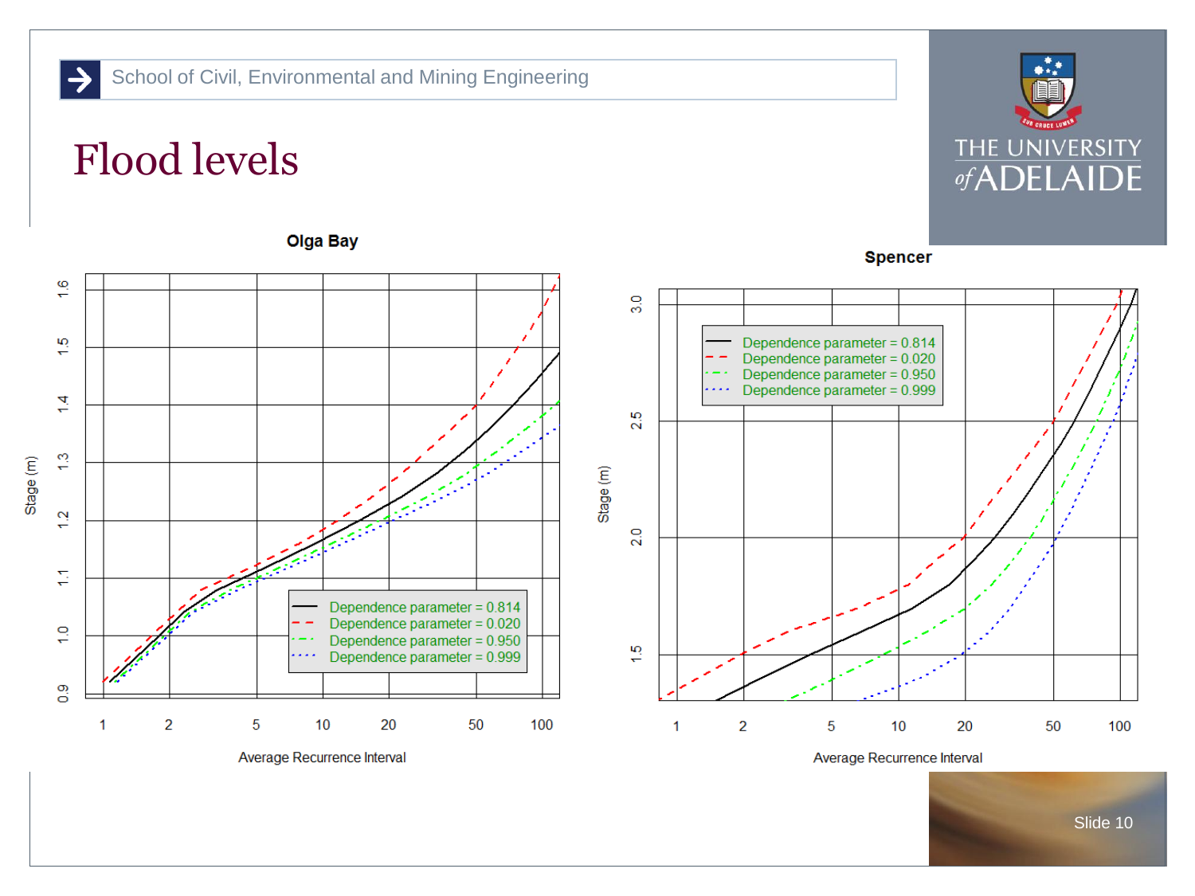School of Civil, Environmental and Mining Engineering

# Flood levels

Olga Bay

Stage (m)

0.9
1.0
1.1
1.2
1.3
1.4
1.5
1.6

1 2 5 10 20 50 100

Average Recurrence Interval

Dependence parameter = 0.814
Dependence parameter = 0.020
Dependence parameter = 0.950
Dependence parameter = 0.999

Spencer

Stage (m)

1.5
2.0
2.5
3.0

1 2 5 10 20 50 100

Average Recurrence Interval

Dependence parameter = 0.814
Dependence parameter = 0.020
Dependence parameter = 0.950
Dependence parameter = 0.999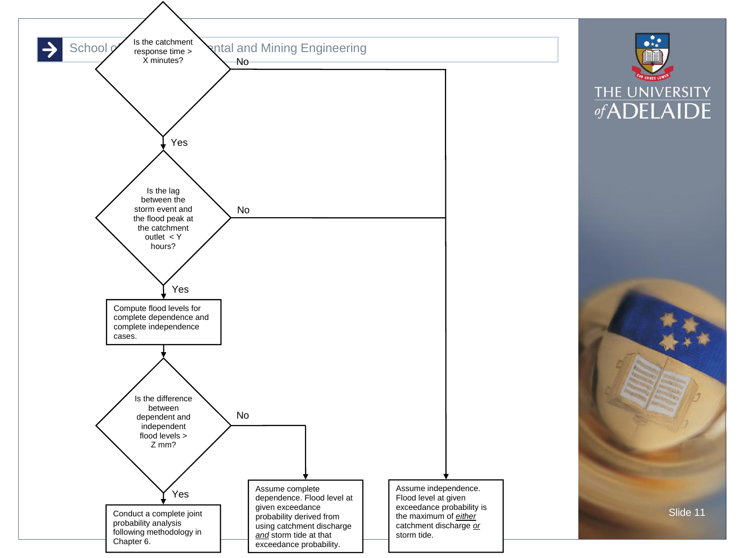Is the catchment response time > X minutes?

No

Yes

Is the lag between the storm event and the flood peak at the catchment outlet < Y hours?

No

Yes

Compute flood levels for complete dependence and complete independence cases.

Is the difference between dependent and independent flood levels > Z mm?

No

Yes

Conduct a complete joint probability analysis following methodology in Chapter 6.

Assume complete dependence. Flood level at given exceedance probability derived from using catchment discharge *and* storm tide at that exceedance probability.

Assume independence. Flood level at given exceedance probability is the maximum of *either* catchment discharge *or* storm tide.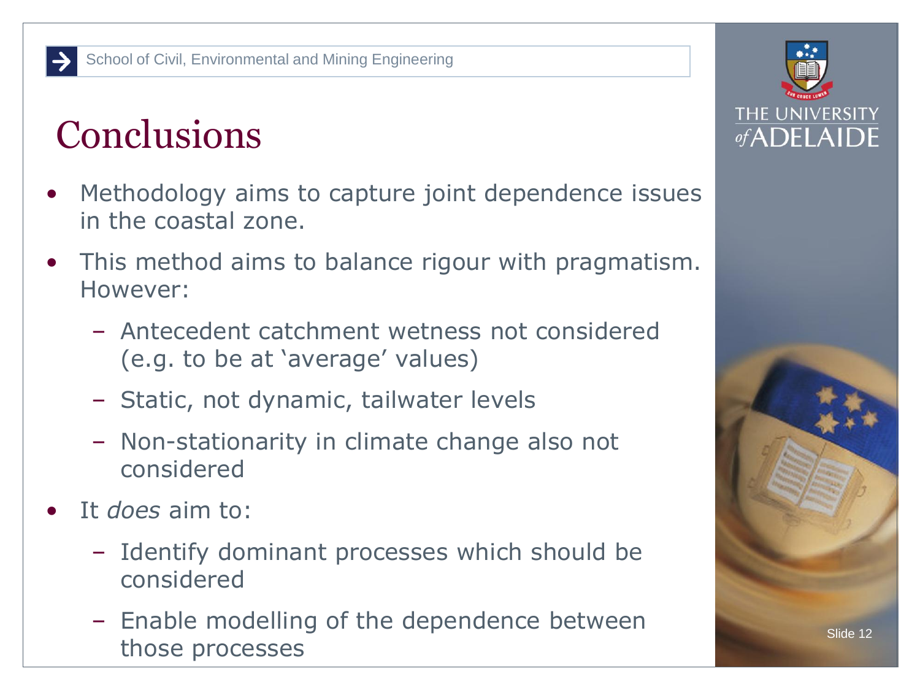# Conclusions

- Methodology aims to capture joint dependence issues in the coastal zone.
- This method aims to balance rigour with pragmatism. However:
  - Antecedent catchment wetness not considered (e.g. to be at 'average' values)
  - Static, not dynamic, tailwater levels
  - Non-stationarity in climate change also not considered
- It *does* aim to:
  - Identify dominant processes which should be considered
  - Enable modelling of the dependence between those processes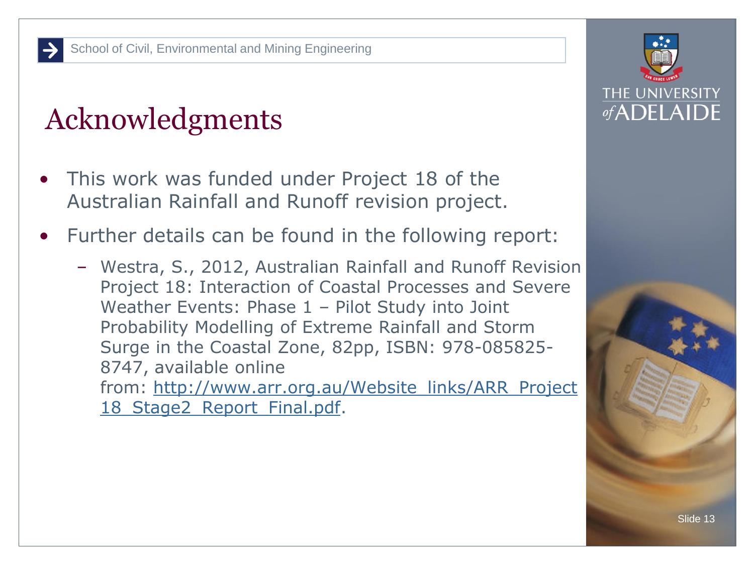# Acknowledgments

- This work was funded under Project 18 of the Australian Rainfall and Runoff revision project.
- Further details can be found in the following report:
  - Westra, S., 2012, Australian Rainfall and Runoff Revision Project 18: Interaction of Coastal Processes and Severe Weather Events: Phase 1 – Pilot Study into Joint Probability Modelling of Extreme Rainfall and Storm Surge in the Coastal Zone, 82pp, ISBN: 978-085825-8747, available online from: http://www.arr.org.au/Website_links/ARR_Project18_Stage2_Report_Final.pdf.